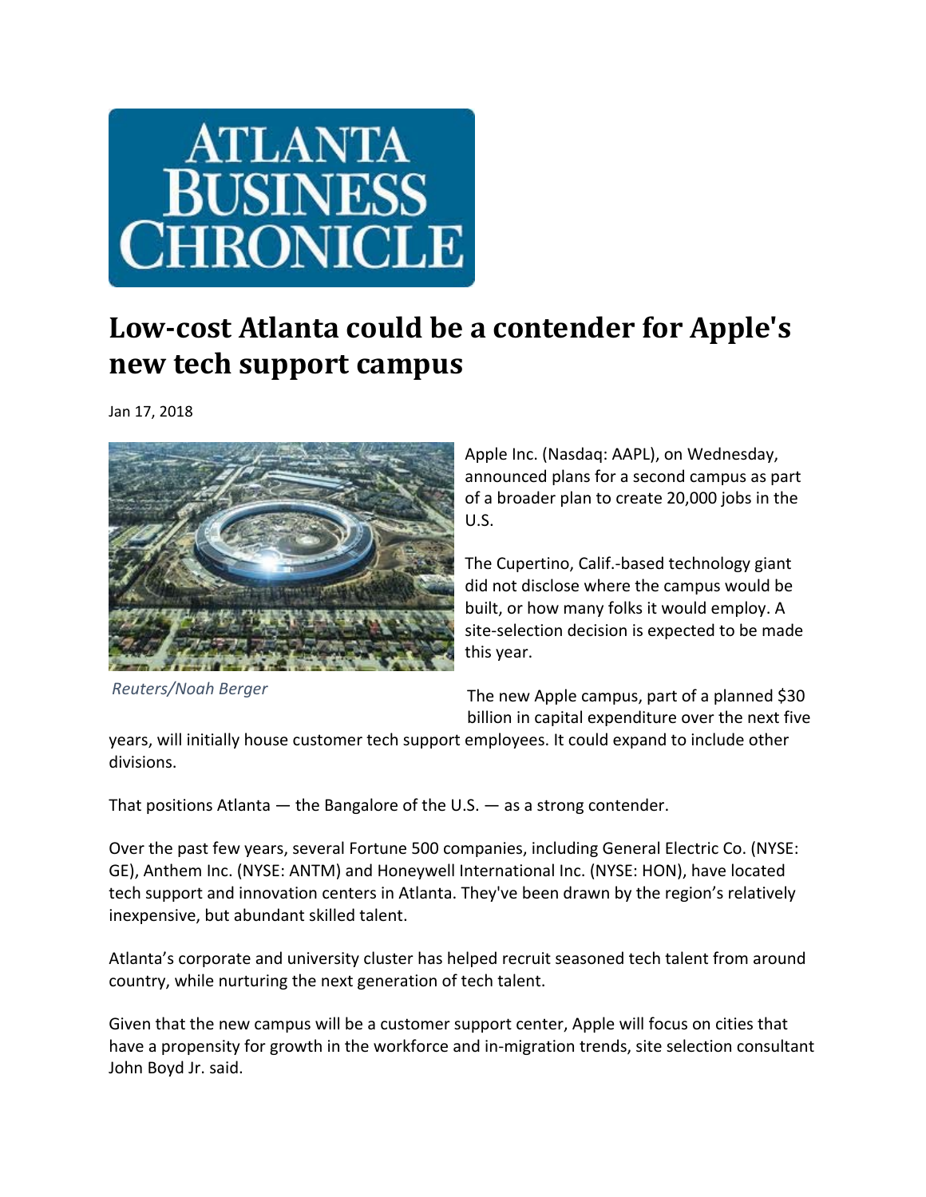ATLANTA BUSINESS CHRONICLE

# Low-cost Atlanta could be a contender for Apple's new tech support campus

Jan 17, 2018

*Reuters/Noah Berger*

Apple Inc. (Nasdaq: AAPL), on Wednesday, announced plans for a second campus as part of a broader plan to create 20,000 jobs in the U.S.

The Cupertino, Calif.-based technology giant did not disclose where the campus would be built, or how many folks it would employ. A site-selection decision is expected to be made this year.

The new Apple campus, part of a planned $30 billion in capital expenditure over the next five years, will initially house customer tech support employees. It could expand to include other divisions.

That positions Atlanta — the Bangalore of the U.S. — as a strong contender.

Over the past few years, several Fortune 500 companies, including General Electric Co. (NYSE: GE), Anthem Inc. (NYSE: ANTM) and Honeywell International Inc. (NYSE: HON), have located tech support and innovation centers in Atlanta. They've been drawn by the region's relatively inexpensive, but abundant skilled talent.

Atlanta's corporate and university cluster has helped recruit seasoned tech talent from around country, while nurturing the next generation of tech talent.

Given that the new campus will be a customer support center, Apple will focus on cities that have a propensity for growth in the workforce and in-migration trends, site selection consultant John Boyd Jr. said.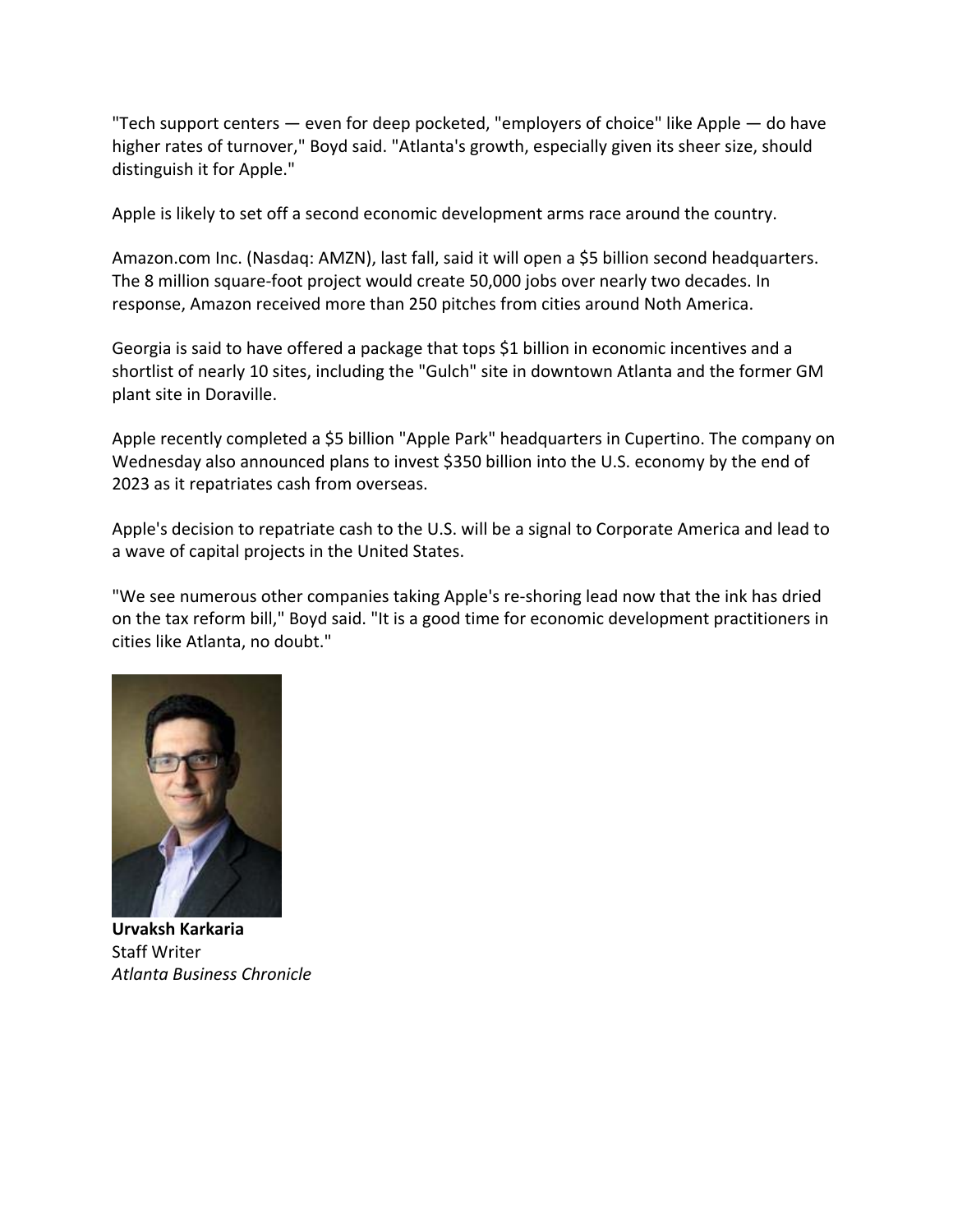"Tech support centers — even for deep pocketed, "employers of choice" like Apple — do have higher rates of turnover," Boyd said. "Atlanta's growth, especially given its sheer size, should distinguish it for Apple."

Apple is likely to set off a second economic development arms race around the country.

Amazon.com Inc. (Nasdaq: AMZN), last fall, said it will open a $5 billion second headquarters. The 8 million square-foot project would create 50,000 jobs over nearly two decades. In response, Amazon received more than 250 pitches from cities around Noth America.

Georgia is said to have offered a package that tops $1 billion in economic incentives and a shortlist of nearly 10 sites, including the "Gulch" site in downtown Atlanta and the former GM plant site in Doraville.

Apple recently completed a $5 billion "Apple Park" headquarters in Cupertino. The company on Wednesday also announced plans to invest $350 billion into the U.S. economy by the end of 2023 as it repatriates cash from overseas.

Apple's decision to repatriate cash to the U.S. will be a signal to Corporate America and lead to a wave of capital projects in the United States.

"We see numerous other companies taking Apple's re-shoring lead now that the ink has dried on the tax reform bill," Boyd said. "It is a good time for economic development practitioners in cities like Atlanta, no doubt."

**Urvaksh Karkaria**
Staff Writer
*Atlanta Business Chronicle*